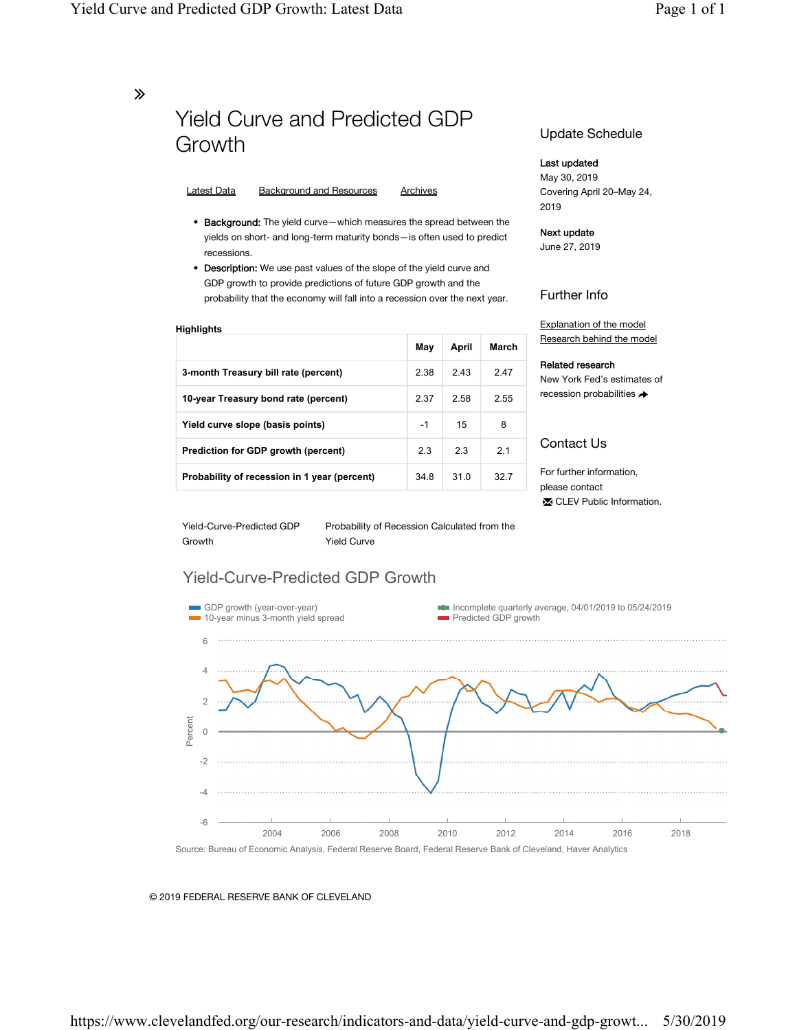# Yield Curve and Predicted GDP Growth

Latest Data | Background and Resources | Archives

- **Background:** The yield curve—which measures the spread between the yields on short- and long-term maturity bonds—is often used to predict recessions.
- **Description:** We use past values of the slope of the yield curve and GDP growth to provide predictions of future GDP growth and the probability that the economy will fall into a recession over the next year.

**Highlights**

| | May | April | March |
|---|---|---|---|
| 3-month Treasury bill rate (percent) | 2.38 | 2.43 | 2.47 |
| 10-year Treasury bond rate (percent) | 2.37 | 2.58 | 2.55 |
| Yield curve slope (basis points) | -1 | 15 | 8 |
| Prediction for GDP growth (percent) | 2.3 | 2.3 | 2.1 |
| Probability of recession in 1 year (percent) | 34.8 | 31.0 | 32.7 |

Yield-Curve-Predicted GDP Growth | Probability of Recession Calculated from the Yield Curve

## Yield-Curve-Predicted GDP Growth

GDP growth (year-over-year)
10-year minus 3-month yield spread
Incomplete quarterly average, 04/01/2019 to 05/24/2019
Predicted GDP growth

Source: Bureau of Economic Analysis, Federal Reserve Board, Federal Reserve Bank of Cleveland, Haver Analytics

## Update Schedule

**Last updated**
May 30, 2019
Covering April 20–May 24, 2019

**Next update**
June 27, 2019

## Further Info

Explanation of the model
Research behind the model

**Related research**
New York Fed's estimates of recession probabilities

## Contact Us

For further information, please contact
CLEV Public Information.

© 2019 FEDERAL RESERVE BANK OF CLEVELAND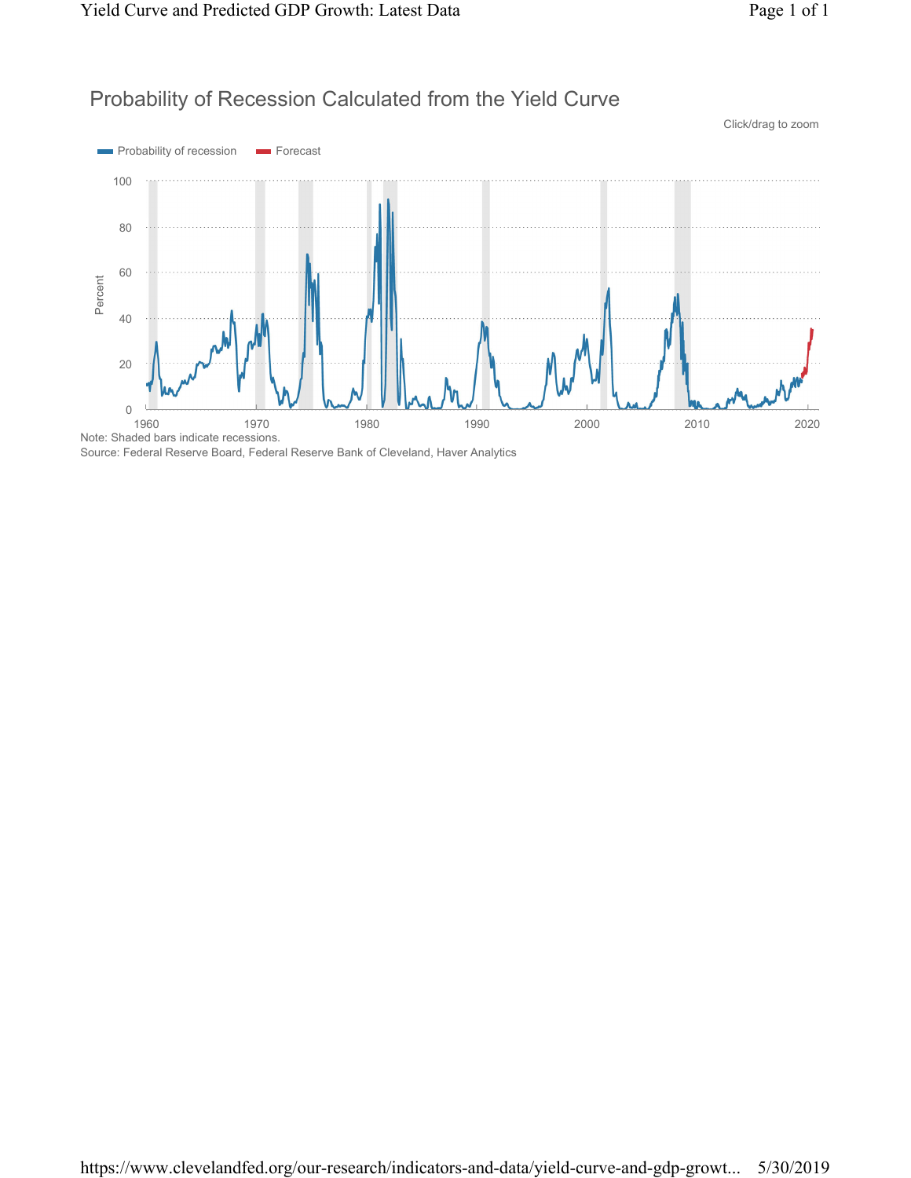## Probability of Recession Calculated from the Yield Curve

Click/drag to zoom

Probability of recession | Forecast

Note: Shaded bars indicate recessions.

Source: Federal Reserve Board, Federal Reserve Bank of Cleveland, Haver Analytics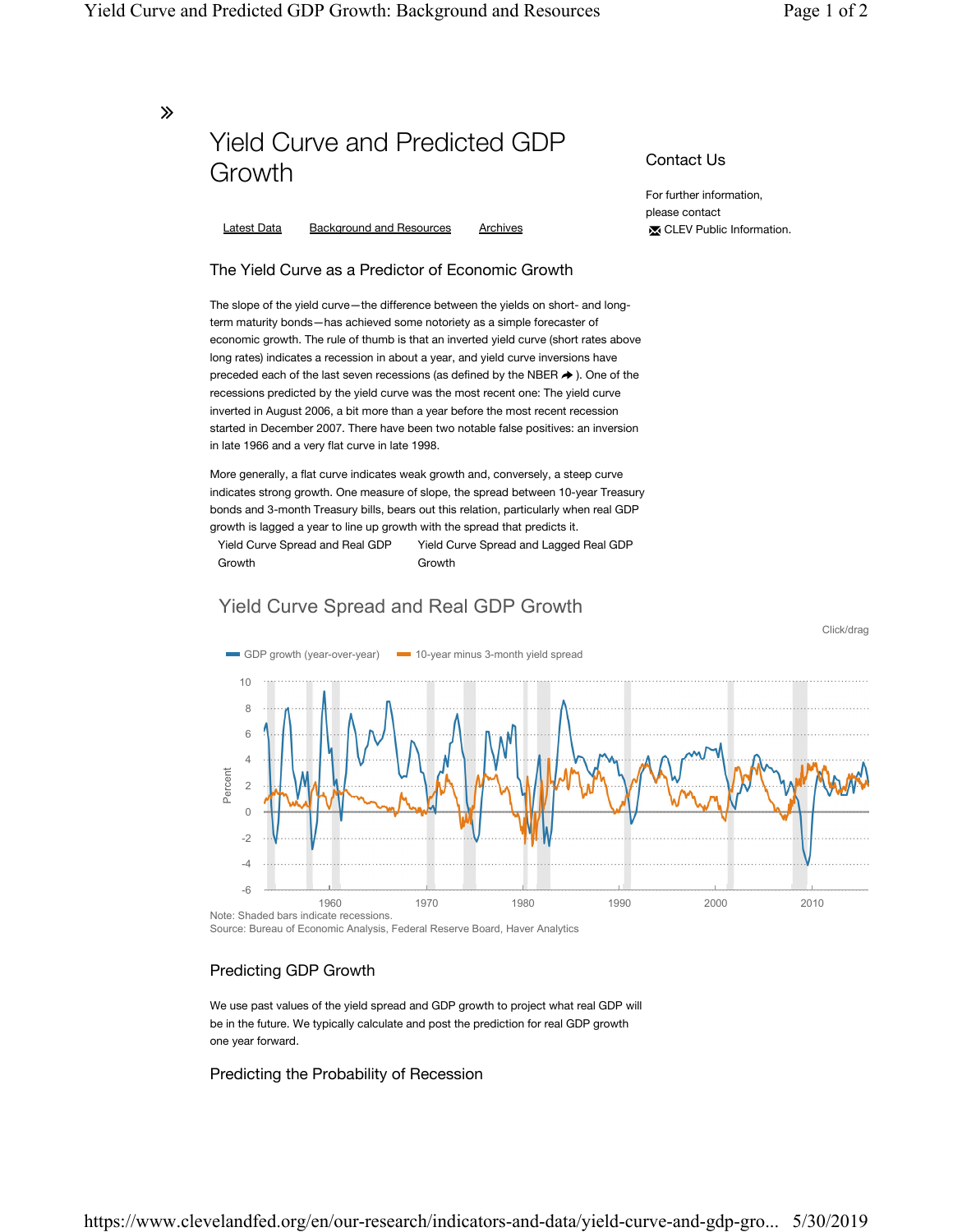»

# Yield Curve and Predicted GDP Growth

Latest Data    Background and Resources    Archives

## Contact Us

For further information, please contact CLEV Public Information.

## The Yield Curve as a Predictor of Economic Growth

The slope of the yield curve—the difference between the yields on short- and long-term maturity bonds—has achieved some notoriety as a simple forecaster of economic growth. The rule of thumb is that an inverted yield curve (short rates above long rates) indicates a recession in about a year, and yield curve inversions have preceded each of the last seven recessions (as defined by the NBER ➔). One of the recessions predicted by the yield curve was the most recent one: The yield curve inverted in August 2006, a bit more than a year before the most recent recession started in December 2007. There have been two notable false positives: an inversion in late 1966 and a very flat curve in late 1998.

More generally, a flat curve indicates weak growth and, conversely, a steep curve indicates strong growth. One measure of slope, the spread between 10-year Treasury bonds and 3-month Treasury bills, bears out this relation, particularly when real GDP growth is lagged a year to line up growth with the spread that predicts it.

Yield Curve Spread and Real GDP Growth    Yield Curve Spread and Lagged Real GDP Growth

### Yield Curve Spread and Real GDP Growth

Click/drag

Note: Shaded bars indicate recessions.
Source: Bureau of Economic Analysis, Federal Reserve Board, Haver Analytics

## Predicting GDP Growth

We use past values of the yield spread and GDP growth to project what real GDP will be in the future. We typically calculate and post the prediction for real GDP growth one year forward.

## Predicting the Probability of Recession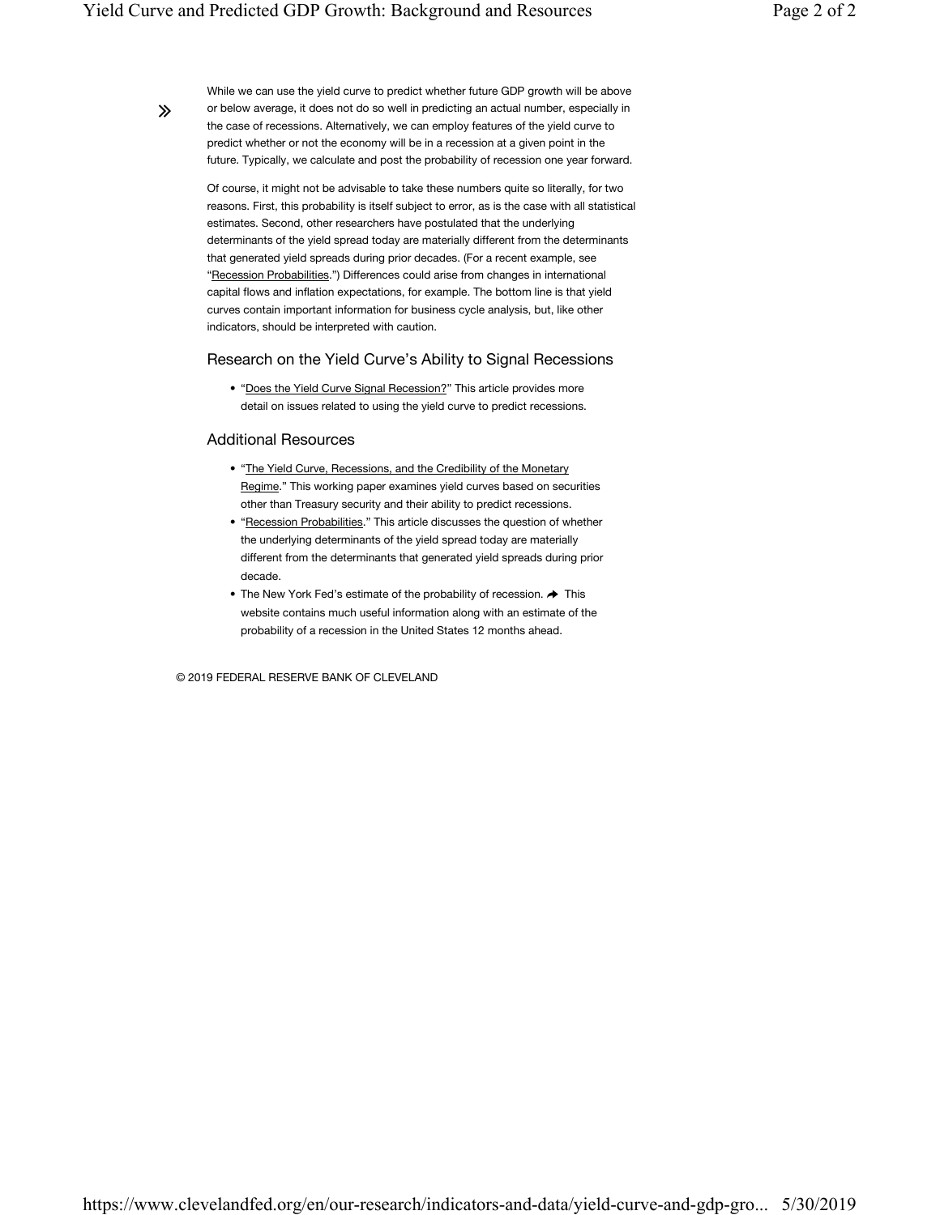While we can use the yield curve to predict whether future GDP growth will be above or below average, it does not do so well in predicting an actual number, especially in the case of recessions. Alternatively, we can employ features of the yield curve to predict whether or not the economy will be in a recession at a given point in the future. Typically, we calculate and post the probability of recession one year forward.

Of course, it might not be advisable to take these numbers quite so literally, for two reasons. First, this probability is itself subject to error, as is the case with all statistical estimates. Second, other researchers have postulated that the underlying determinants of the yield spread today are materially different from the determinants that generated yield spreads during prior decades. (For a recent example, see "Recession Probabilities.") Differences could arise from changes in international capital flows and inflation expectations, for example. The bottom line is that yield curves contain important information for business cycle analysis, but, like other indicators, should be interpreted with caution.

## Research on the Yield Curve's Ability to Signal Recessions

- "Does the Yield Curve Signal Recession?" This article provides more detail on issues related to using the yield curve to predict recessions.

## Additional Resources

- "The Yield Curve, Recessions, and the Credibility of the Monetary Regime." This working paper examines yield curves based on securities other than Treasury security and their ability to predict recessions.
- "Recession Probabilities." This article discusses the question of whether the underlying determinants of the yield spread today are materially different from the determinants that generated yield spreads during prior decade.
- The New York Fed's estimate of the probability of recession. This website contains much useful information along with an estimate of the probability of a recession in the United States 12 months ahead.

© 2019 FEDERAL RESERVE BANK OF CLEVELAND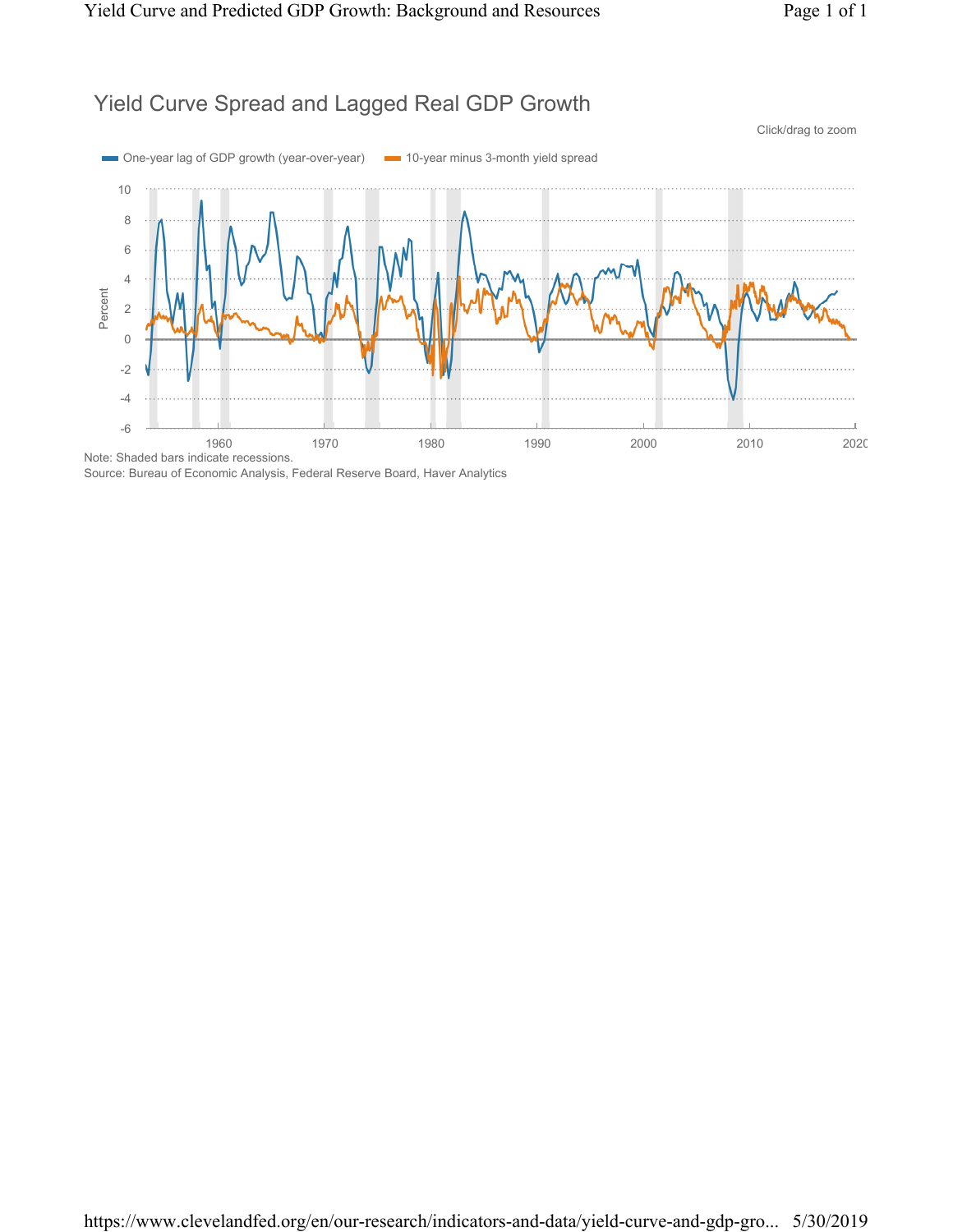## Yield Curve Spread and Lagged Real GDP Growth

Click/drag to zoom

One-year lag of GDP growth (year-over-year)    10-year minus 3-month yield spread

Percent

10
8
6
4
2
0
-2
-4
-6

1960 1970 1980 1990 2000 2010 2020

Note: Shaded bars indicate recessions.
Source: Bureau of Economic Analysis, Federal Reserve Board, Haver Analytics